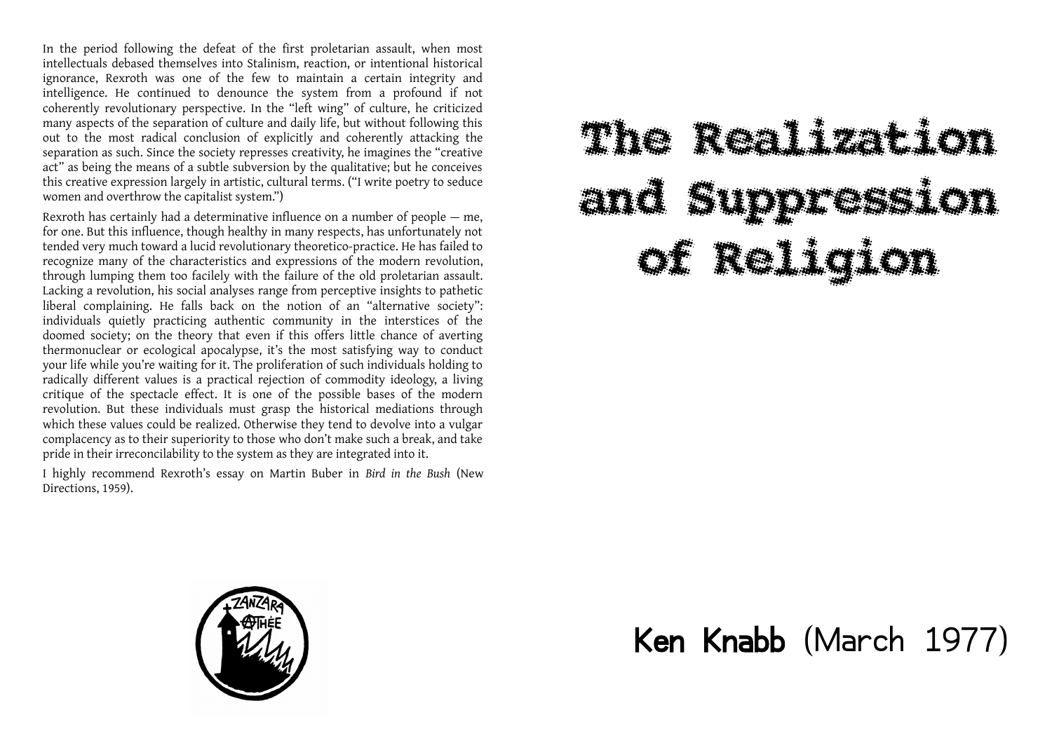In the period following the defeat of the first proletarian assault, when most intellectuals debased themselves into Stalinism, reaction, or intentional historical ignorance, Rexroth was one of the few to maintain a certain integrity and intelligence. He continued to denounce the system from a profound if not coherently revolutionary perspective. In the "left wing" of culture, he criticized many aspects of the separation of culture and daily life, but without following this out to the most radical conclusion of explicitly and coherently attacking the separation as such. Since the society represses creativity, he imagines the "creative act" as being the means of a subtle subversion by the qualitative; but he conceives this creative expression largely in artistic, cultural terms. ("I write poetry to seduce women and overthrow the capitalist system.")

Rexroth has certainly had a determinative influence on a number of people — me, for one. But this influence, though healthy in many respects, has unfortunately not tended very much toward a lucid revolutionary theoretico-practice. He has failed to recognize many of the characteristics and expressions of the modern revolution, through lumping them too facilely with the failure of the old proletarian assault. Lacking a revolution, his social analyses range from perceptive insights to pathetic liberal complaining. He falls back on the notion of an "alternative society": individuals quietly practicing authentic community in the interstices of the doomed society; on the theory that even if this offers little chance of averting thermonuclear or ecological apocalypse, it's the most satisfying way to conduct your life while you're waiting for it. The proliferation of such individuals holding to radically different values is a practical rejection of commodity ideology, a living critique of the spectacle effect. It is one of the possible bases of the modern revolution. But these individuals must grasp the historical mediations through which these values could be realized. Otherwise they tend to devolve into a vulgar complacency as to their superiority to those who don't make such a break, and take pride in their irreconcilability to the system as they are integrated into it.

I highly recommend Rexroth's essay on Martin Buber in *Bird in the Bush* (New Directions, 1959).

ZANZARA ATHÉE

# The Realization and Suppression of Religion

**Ken Knabb** (March 1977)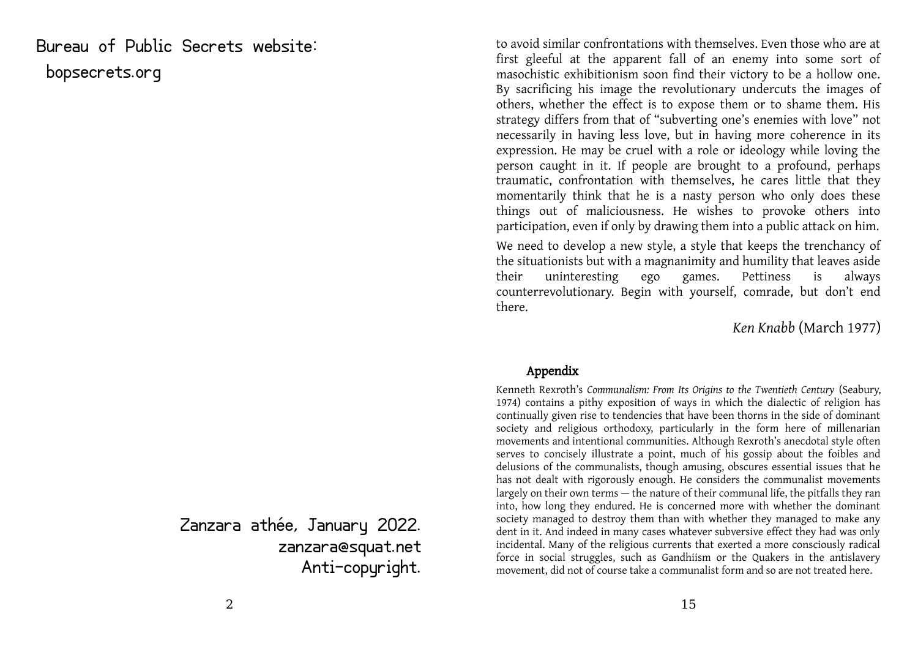Bureau of Public Secrets website:

bopsecrets.org

Zanzara athée, January 2022.
zanzara@squat.net
Anti-copyright.

to avoid similar confrontations with themselves. Even those who are at first gleeful at the apparent fall of an enemy into some sort of masochistic exhibitionism soon find their victory to be a hollow one. By sacrificing his image the revolutionary undercuts the images of others, whether the effect is to expose them or to shame them. His strategy differs from that of "subverting one's enemies with love" not necessarily in having less love, but in having more coherence in its expression. He may be cruel with a role or ideology while loving the person caught in it. If people are brought to a profound, perhaps traumatic, confrontation with themselves, he cares little that they momentarily think that he is a nasty person who only does these things out of maliciousness. He wishes to provoke others into participation, even if only by drawing them into a public attack on him.

We need to develop a new style, a style that keeps the trenchancy of the situationists but with a magnanimity and humility that leaves aside their uninteresting ego games. Pettiness is always counterrevolutionary. Begin with yourself, comrade, but don't end there.

*Ken Knabb* (March 1977)

## Appendix

Kenneth Rexroth's *Communalism: From Its Origins to the Twentieth Century* (Seabury, 1974) contains a pithy exposition of ways in which the dialectic of religion has continually given rise to tendencies that have been thorns in the side of dominant society and religious orthodoxy, particularly in the form here of millenarian movements and intentional communities. Although Rexroth's anecdotal style often serves to concisely illustrate a point, much of his gossip about the foibles and delusions of the communalists, though amusing, obscures essential issues that he has not dealt with rigorously enough. He considers the communalist movements largely on their own terms — the nature of their communal life, the pitfalls they ran into, how long they endured. He is concerned more with whether the dominant society managed to destroy them than with whether they managed to make any dent in it. And indeed in many cases whatever subversive effect they had was only incidental. Many of the religious currents that exerted a more consciously radical force in social struggles, such as Gandhiism or the Quakers in the antislavery movement, did not of course take a communalist form and so are not treated here.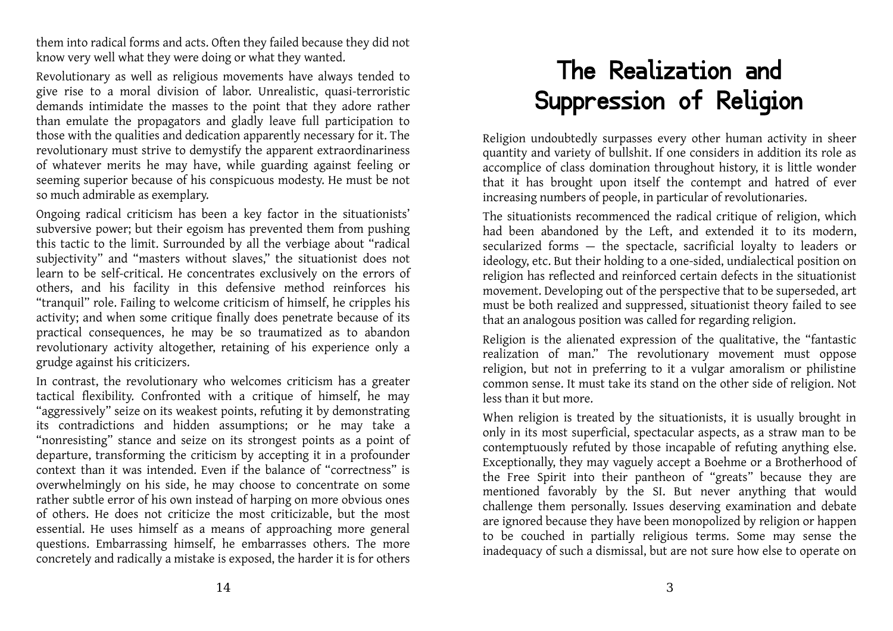them into radical forms and acts. Often they failed because they did not know very well what they were doing or what they wanted.

Revolutionary as well as religious movements have always tended to give rise to a moral division of labor. Unrealistic, quasi-terroristic demands intimidate the masses to the point that they adore rather than emulate the propagators and gladly leave full participation to those with the qualities and dedication apparently necessary for it. The revolutionary must strive to demystify the apparent extraordinariness of whatever merits he may have, while guarding against feeling or seeming superior because of his conspicuous modesty. He must be not so much admirable as exemplary.

Ongoing radical criticism has been a key factor in the situationists' subversive power; but their egoism has prevented them from pushing this tactic to the limit. Surrounded by all the verbiage about "radical subjectivity" and "masters without slaves," the situationist does not learn to be self-critical. He concentrates exclusively on the errors of others, and his facility in this defensive method reinforces his "tranquil" role. Failing to welcome criticism of himself, he cripples his activity; and when some critique finally does penetrate because of its practical consequences, he may be so traumatized as to abandon revolutionary activity altogether, retaining of his experience only a grudge against his criticizers.

In contrast, the revolutionary who welcomes criticism has a greater tactical flexibility. Confronted with a critique of himself, he may "aggressively" seize on its weakest points, refuting it by demonstrating its contradictions and hidden assumptions; or he may take a "nonresisting" stance and seize on its strongest points as a point of departure, transforming the criticism by accepting it in a profounder context than it was intended. Even if the balance of "correctness" is overwhelmingly on his side, he may choose to concentrate on some rather subtle error of his own instead of harping on more obvious ones of others. He does not criticize the most criticizable, but the most essential. He uses himself as a means of approaching more general questions. Embarrassing himself, he embarrasses others. The more concretely and radically a mistake is exposed, the harder it is for others

# The Realization and Suppression of Religion

Religion undoubtedly surpasses every other human activity in sheer quantity and variety of bullshit. If one considers in addition its role as accomplice of class domination throughout history, it is little wonder that it has brought upon itself the contempt and hatred of ever increasing numbers of people, in particular of revolutionaries.

The situationists recommenced the radical critique of religion, which had been abandoned by the Left, and extended it to its modern, secularized forms — the spectacle, sacrificial loyalty to leaders or ideology, etc. But their holding to a one-sided, undialectical position on religion has reflected and reinforced certain defects in the situationist movement. Developing out of the perspective that to be superseded, art must be both realized and suppressed, situationist theory failed to see that an analogous position was called for regarding religion.

Religion is the alienated expression of the qualitative, the "fantastic realization of man." The revolutionary movement must oppose religion, but not in preferring to it a vulgar amoralism or philistine common sense. It must take its stand on the other side of religion. Not less than it but more.

When religion is treated by the situationists, it is usually brought in only in its most superficial, spectacular aspects, as a straw man to be contemptuously refuted by those incapable of refuting anything else. Exceptionally, they may vaguely accept a Boehme or a Brotherhood of the Free Spirit into their pantheon of "greats" because they are mentioned favorably by the SI. But never anything that would challenge them personally. Issues deserving examination and debate are ignored because they have been monopolized by religion or happen to be couched in partially religious terms. Some may sense the inadequacy of such a dismissal, but are not sure how else to operate on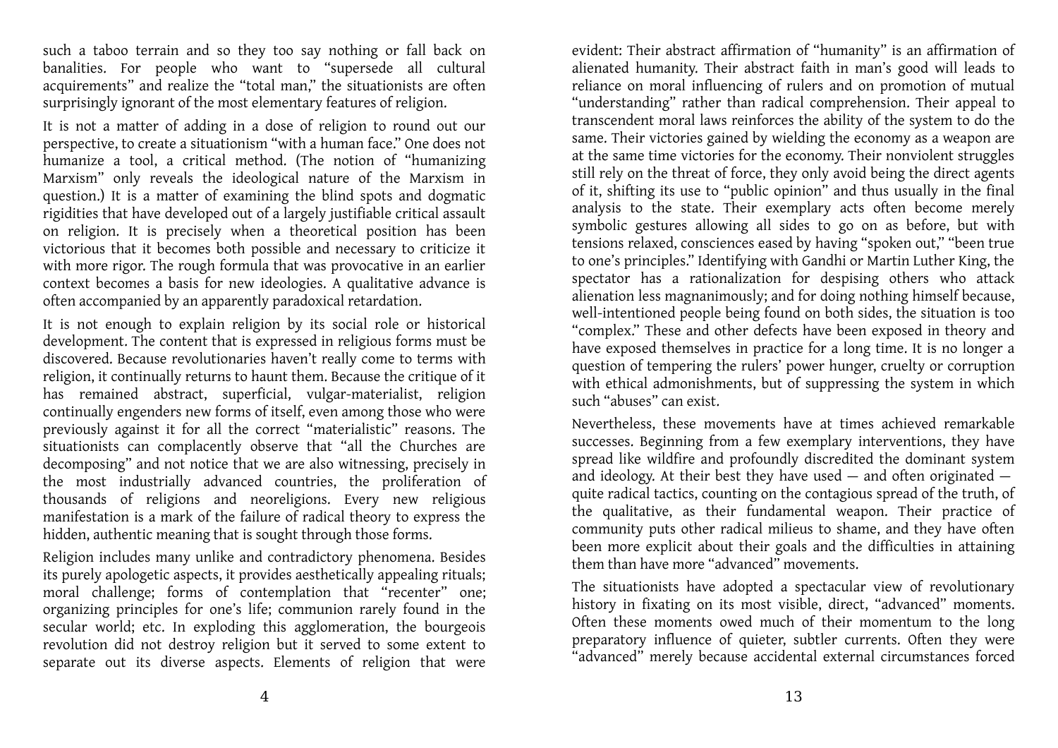such a taboo terrain and so they too say nothing or fall back on banalities. For people who want to "supersede all cultural acquirements" and realize the "total man," the situationists are often surprisingly ignorant of the most elementary features of religion.

It is not a matter of adding in a dose of religion to round out our perspective, to create a situationism "with a human face." One does not humanize a tool, a critical method. (The notion of "humanizing Marxism" only reveals the ideological nature of the Marxism in question.) It is a matter of examining the blind spots and dogmatic rigidities that have developed out of a largely justifiable critical assault on religion. It is precisely when a theoretical position has been victorious that it becomes both possible and necessary to criticize it with more rigor. The rough formula that was provocative in an earlier context becomes a basis for new ideologies. A qualitative advance is often accompanied by an apparently paradoxical retardation.

It is not enough to explain religion by its social role or historical development. The content that is expressed in religious forms must be discovered. Because revolutionaries haven't really come to terms with religion, it continually returns to haunt them. Because the critique of it has remained abstract, superficial, vulgar-materialist, religion continually engenders new forms of itself, even among those who were previously against it for all the correct "materialistic" reasons. The situationists can complacently observe that "all the Churches are decomposing" and not notice that we are also witnessing, precisely in the most industrially advanced countries, the proliferation of thousands of religions and neoreligions. Every new religious manifestation is a mark of the failure of radical theory to express the hidden, authentic meaning that is sought through those forms.

Religion includes many unlike and contradictory phenomena. Besides its purely apologetic aspects, it provides aesthetically appealing rituals; moral challenge; forms of contemplation that "recenter" one; organizing principles for one's life; communion rarely found in the secular world; etc. In exploding this agglomeration, the bourgeois revolution did not destroy religion but it served to some extent to separate out its diverse aspects. Elements of religion that were

evident: Their abstract affirmation of "humanity" is an affirmation of alienated humanity. Their abstract faith in man's good will leads to reliance on moral influencing of rulers and on promotion of mutual "understanding" rather than radical comprehension. Their appeal to transcendent moral laws reinforces the ability of the system to do the same. Their victories gained by wielding the economy as a weapon are at the same time victories for the economy. Their nonviolent struggles still rely on the threat of force, they only avoid being the direct agents of it, shifting its use to "public opinion" and thus usually in the final analysis to the state. Their exemplary acts often become merely symbolic gestures allowing all sides to go on as before, but with tensions relaxed, consciences eased by having "spoken out," "been true to one's principles." Identifying with Gandhi or Martin Luther King, the spectator has a rationalization for despising others who attack alienation less magnanimously; and for doing nothing himself because, well-intentioned people being found on both sides, the situation is too "complex." These and other defects have been exposed in theory and have exposed themselves in practice for a long time. It is no longer a question of tempering the rulers' power hunger, cruelty or corruption with ethical admonishments, but of suppressing the system in which such "abuses" can exist.

Nevertheless, these movements have at times achieved remarkable successes. Beginning from a few exemplary interventions, they have spread like wildfire and profoundly discredited the dominant system and ideology. At their best they have used — and often originated — quite radical tactics, counting on the contagious spread of the truth, of the qualitative, as their fundamental weapon. Their practice of community puts other radical milieus to shame, and they have often been more explicit about their goals and the difficulties in attaining them than have more "advanced" movements.

The situationists have adopted a spectacular view of revolutionary history in fixating on its most visible, direct, "advanced" moments. Often these moments owed much of their momentum to the long preparatory influence of quieter, subtler currents. Often they were "advanced" merely because accidental external circumstances forced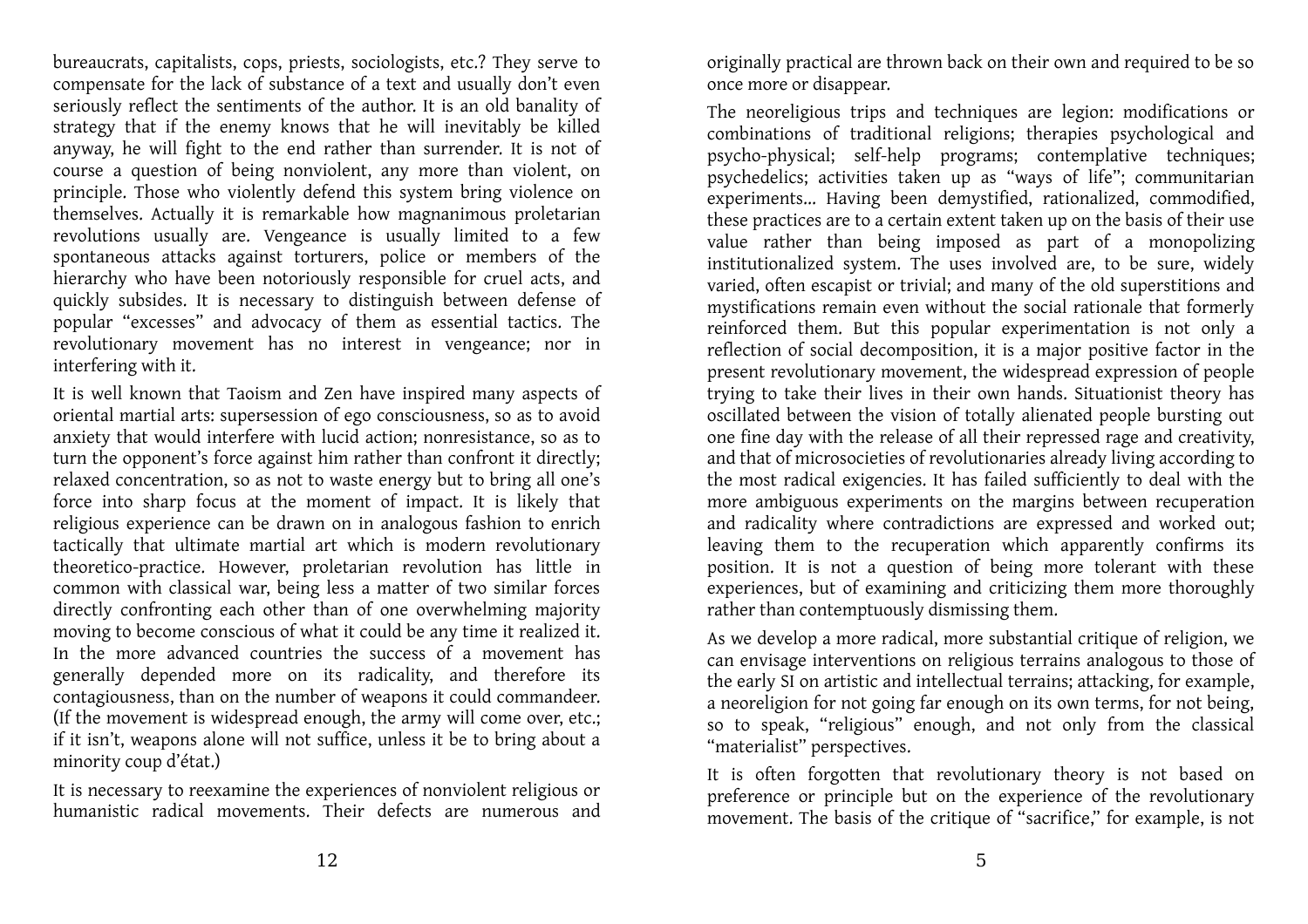bureaucrats, capitalists, cops, priests, sociologists, etc.? They serve to compensate for the lack of substance of a text and usually don't even seriously reflect the sentiments of the author. It is an old banality of strategy that if the enemy knows that he will inevitably be killed anyway, he will fight to the end rather than surrender. It is not of course a question of being nonviolent, any more than violent, on principle. Those who violently defend this system bring violence on themselves. Actually it is remarkable how magnanimous proletarian revolutions usually are. Vengeance is usually limited to a few spontaneous attacks against torturers, police or members of the hierarchy who have been notoriously responsible for cruel acts, and quickly subsides. It is necessary to distinguish between defense of popular "excesses" and advocacy of them as essential tactics. The revolutionary movement has no interest in vengeance; nor in interfering with it.

It is well known that Taoism and Zen have inspired many aspects of oriental martial arts: supersession of ego consciousness, so as to avoid anxiety that would interfere with lucid action; nonresistance, so as to turn the opponent's force against him rather than confront it directly; relaxed concentration, so as not to waste energy but to bring all one's force into sharp focus at the moment of impact. It is likely that religious experience can be drawn on in analogous fashion to enrich tactically that ultimate martial art which is modern revolutionary theoretico-practice. However, proletarian revolution has little in common with classical war, being less a matter of two similar forces directly confronting each other than of one overwhelming majority moving to become conscious of what it could be any time it realized it. In the more advanced countries the success of a movement has generally depended more on its radicality, and therefore its contagiousness, than on the number of weapons it could commandeer. (If the movement is widespread enough, the army will come over, etc.; if it isn't, weapons alone will not suffice, unless it be to bring about a minority coup d'état.)

It is necessary to reexamine the experiences of nonviolent religious or humanistic radical movements. Their defects are numerous and

originally practical are thrown back on their own and required to be so once more or disappear.

The neoreligious trips and techniques are legion: modifications or combinations of traditional religions; therapies psychological and psycho-physical; self-help programs; contemplative techniques; psychedelics; activities taken up as "ways of life"; communitarian experiments... Having been demystified, rationalized, commodified, these practices are to a certain extent taken up on the basis of their use value rather than being imposed as part of a monopolizing institutionalized system. The uses involved are, to be sure, widely varied, often escapist or trivial; and many of the old superstitions and mystifications remain even without the social rationale that formerly reinforced them. But this popular experimentation is not only a reflection of social decomposition, it is a major positive factor in the present revolutionary movement, the widespread expression of people trying to take their lives in their own hands. Situationist theory has oscillated between the vision of totally alienated people bursting out one fine day with the release of all their repressed rage and creativity, and that of microsocieties of revolutionaries already living according to the most radical exigencies. It has failed sufficiently to deal with the more ambiguous experiments on the margins between recuperation and radicality where contradictions are expressed and worked out; leaving them to the recuperation which apparently confirms its position. It is not a question of being more tolerant with these experiences, but of examining and criticizing them more thoroughly rather than contemptuously dismissing them.

As we develop a more radical, more substantial critique of religion, we can envisage interventions on religious terrains analogous to those of the early SI on artistic and intellectual terrains; attacking, for example, a neoreligion for not going far enough on its own terms, for not being, so to speak, "religious" enough, and not only from the classical "materialist" perspectives.

It is often forgotten that revolutionary theory is not based on preference or principle but on the experience of the revolutionary movement. The basis of the critique of "sacrifice," for example, is not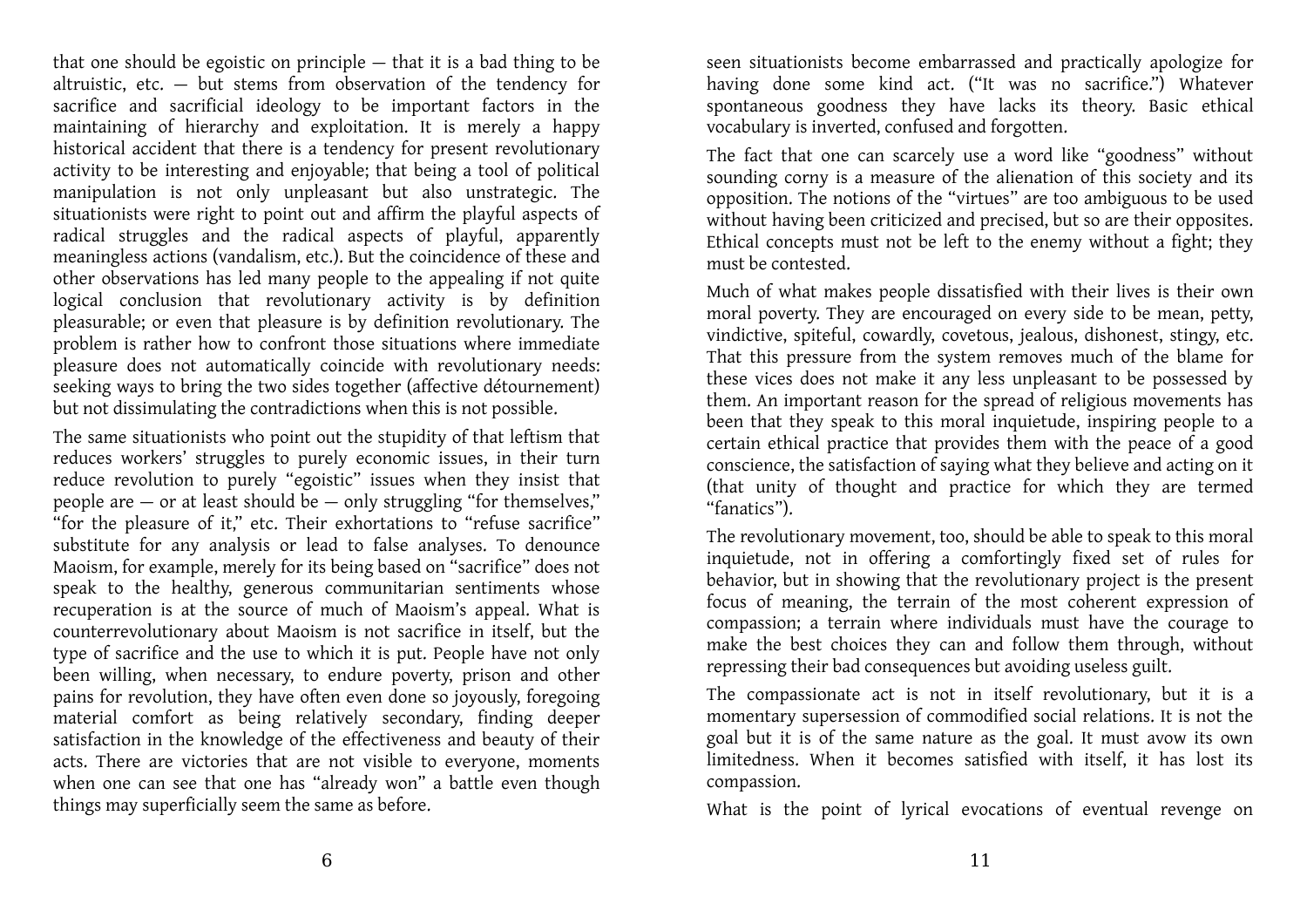that one should be egoistic on principle — that it is a bad thing to be altruistic, etc. — but stems from observation of the tendency for sacrifice and sacrificial ideology to be important factors in the maintaining of hierarchy and exploitation. It is merely a happy historical accident that there is a tendency for present revolutionary activity to be interesting and enjoyable; that being a tool of political manipulation is not only unpleasant but also unstrategic. The situationists were right to point out and affirm the playful aspects of radical struggles and the radical aspects of playful, apparently meaningless actions (vandalism, etc.). But the coincidence of these and other observations has led many people to the appealing if not quite logical conclusion that revolutionary activity is by definition pleasurable; or even that pleasure is by definition revolutionary. The problem is rather how to confront those situations where immediate pleasure does not automatically coincide with revolutionary needs: seeking ways to bring the two sides together (affective détournement) but not dissimulating the contradictions when this is not possible.

The same situationists who point out the stupidity of that leftism that reduces workers' struggles to purely economic issues, in their turn reduce revolution to purely "egoistic" issues when they insist that people are — or at least should be — only struggling "for themselves," "for the pleasure of it," etc. Their exhortations to "refuse sacrifice" substitute for any analysis or lead to false analyses. To denounce Maoism, for example, merely for its being based on "sacrifice" does not speak to the healthy, generous communitarian sentiments whose recuperation is at the source of much of Maoism's appeal. What is counterrevolutionary about Maoism is not sacrifice in itself, but the type of sacrifice and the use to which it is put. People have not only been willing, when necessary, to endure poverty, prison and other pains for revolution, they have often even done so joyously, foregoing material comfort as being relatively secondary, finding deeper satisfaction in the knowledge of the effectiveness and beauty of their acts. There are victories that are not visible to everyone, moments when one can see that one has "already won" a battle even though things may superficially seem the same as before.

seen situationists become embarrassed and practically apologize for having done some kind act. ("It was no sacrifice.") Whatever spontaneous goodness they have lacks its theory. Basic ethical vocabulary is inverted, confused and forgotten.

The fact that one can scarcely use a word like "goodness" without sounding corny is a measure of the alienation of this society and its opposition. The notions of the "virtues" are too ambiguous to be used without having been criticized and precised, but so are their opposites. Ethical concepts must not be left to the enemy without a fight; they must be contested.

Much of what makes people dissatisfied with their lives is their own moral poverty. They are encouraged on every side to be mean, petty, vindictive, spiteful, cowardly, covetous, jealous, dishonest, stingy, etc. That this pressure from the system removes much of the blame for these vices does not make it any less unpleasant to be possessed by them. An important reason for the spread of religious movements has been that they speak to this moral inquietude, inspiring people to a certain ethical practice that provides them with the peace of a good conscience, the satisfaction of saying what they believe and acting on it (that unity of thought and practice for which they are termed "fanatics").

The revolutionary movement, too, should be able to speak to this moral inquietude, not in offering a comfortingly fixed set of rules for behavior, but in showing that the revolutionary project is the present focus of meaning, the terrain of the most coherent expression of compassion; a terrain where individuals must have the courage to make the best choices they can and follow them through, without repressing their bad consequences but avoiding useless guilt.

The compassionate act is not in itself revolutionary, but it is a momentary supersession of commodified social relations. It is not the goal but it is of the same nature as the goal. It must avow its own limitedness. When it becomes satisfied with itself, it has lost its compassion.

What is the point of lyrical evocations of eventual revenge on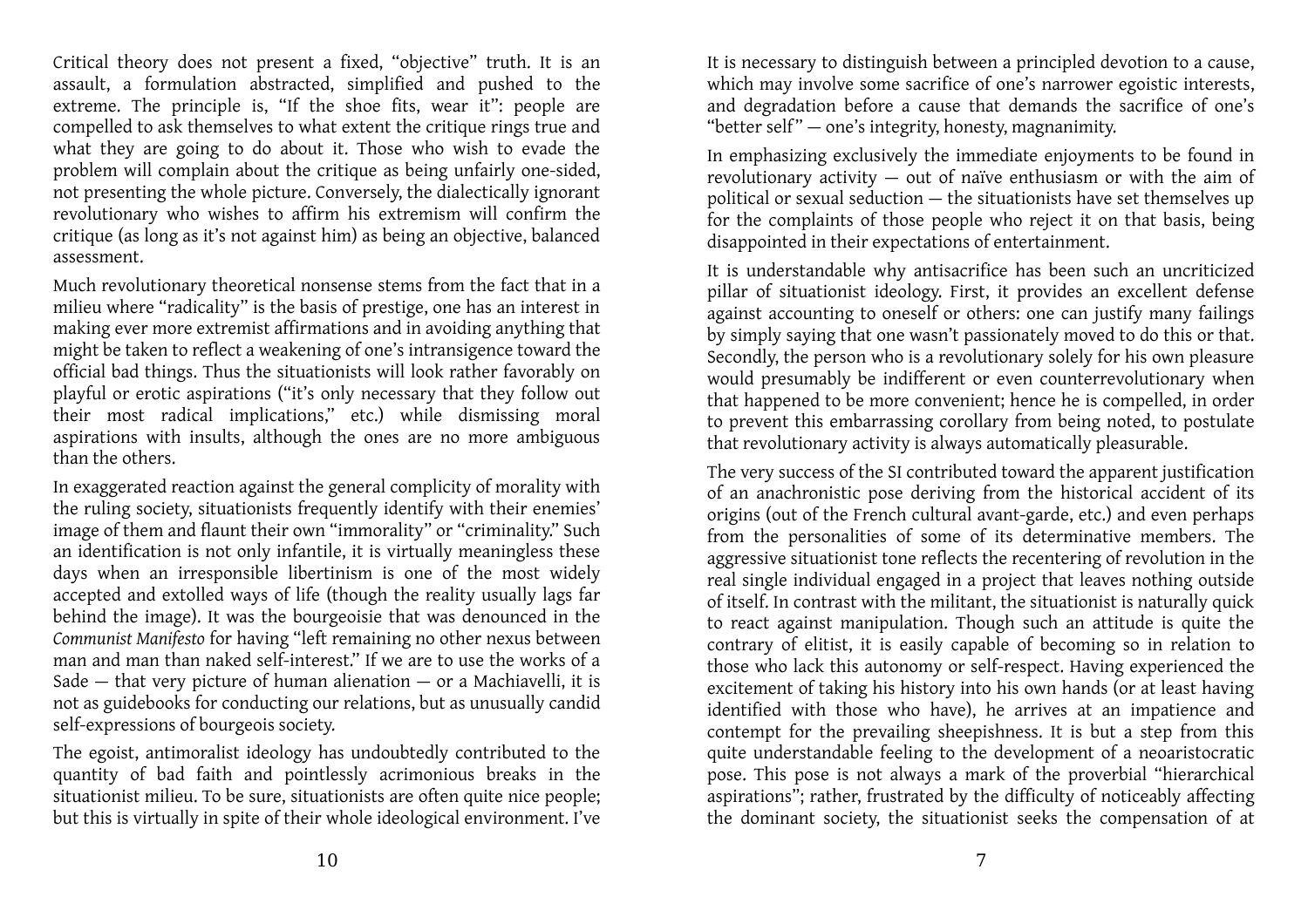Critical theory does not present a fixed, "objective" truth. It is an assault, a formulation abstracted, simplified and pushed to the extreme. The principle is, "If the shoe fits, wear it": people are compelled to ask themselves to what extent the critique rings true and what they are going to do about it. Those who wish to evade the problem will complain about the critique as being unfairly one-sided, not presenting the whole picture. Conversely, the dialectically ignorant revolutionary who wishes to affirm his extremism will confirm the critique (as long as it's not against him) as being an objective, balanced assessment.

Much revolutionary theoretical nonsense stems from the fact that in a milieu where "radicality" is the basis of prestige, one has an interest in making ever more extremist affirmations and in avoiding anything that might be taken to reflect a weakening of one's intransigence toward the official bad things. Thus the situationists will look rather favorably on playful or erotic aspirations ("it's only necessary that they follow out their most radical implications," etc.) while dismissing moral aspirations with insults, although the ones are no more ambiguous than the others.

In exaggerated reaction against the general complicity of morality with the ruling society, situationists frequently identify with their enemies' image of them and flaunt their own "immorality" or "criminality." Such an identification is not only infantile, it is virtually meaningless these days when an irresponsible libertinism is one of the most widely accepted and extolled ways of life (though the reality usually lags far behind the image). It was the bourgeoisie that was denounced in the *Communist Manifesto* for having "left remaining no other nexus between man and man than naked self-interest." If we are to use the works of a Sade — that very picture of human alienation — or a Machiavelli, it is not as guidebooks for conducting our relations, but as unusually candid self-expressions of bourgeois society.

The egoist, antimoralist ideology has undoubtedly contributed to the quantity of bad faith and pointlessly acrimonious breaks in the situationist milieu. To be sure, situationists are often quite nice people; but this is virtually in spite of their whole ideological environment. I've

It is necessary to distinguish between a principled devotion to a cause, which may involve some sacrifice of one's narrower egoistic interests, and degradation before a cause that demands the sacrifice of one's "better self" — one's integrity, honesty, magnanimity.

In emphasizing exclusively the immediate enjoyments to be found in revolutionary activity — out of naïve enthusiasm or with the aim of political or sexual seduction — the situationists have set themselves up for the complaints of those people who reject it on that basis, being disappointed in their expectations of entertainment.

It is understandable why antisacrifice has been such an uncriticized pillar of situationist ideology. First, it provides an excellent defense against accounting to oneself or others: one can justify many failings by simply saying that one wasn't passionately moved to do this or that. Secondly, the person who is a revolutionary solely for his own pleasure would presumably be indifferent or even counterrevolutionary when that happened to be more convenient; hence he is compelled, in order to prevent this embarrassing corollary from being noted, to postulate that revolutionary activity is always automatically pleasurable.

The very success of the SI contributed toward the apparent justification of an anachronistic pose deriving from the historical accident of its origins (out of the French cultural avant-garde, etc.) and even perhaps from the personalities of some of its determinative members. The aggressive situationist tone reflects the recentering of revolution in the real single individual engaged in a project that leaves nothing outside of itself. In contrast with the militant, the situationist is naturally quick to react against manipulation. Though such an attitude is quite the contrary of elitist, it is easily capable of becoming so in relation to those who lack this autonomy or self-respect. Having experienced the excitement of taking his history into his own hands (or at least having identified with those who have), he arrives at an impatience and contempt for the prevailing sheepishness. It is but a step from this quite understandable feeling to the development of a neoaristocratic pose. This pose is not always a mark of the proverbial "hierarchical aspirations"; rather, frustrated by the difficulty of noticeably affecting the dominant society, the situationist seeks the compensation of at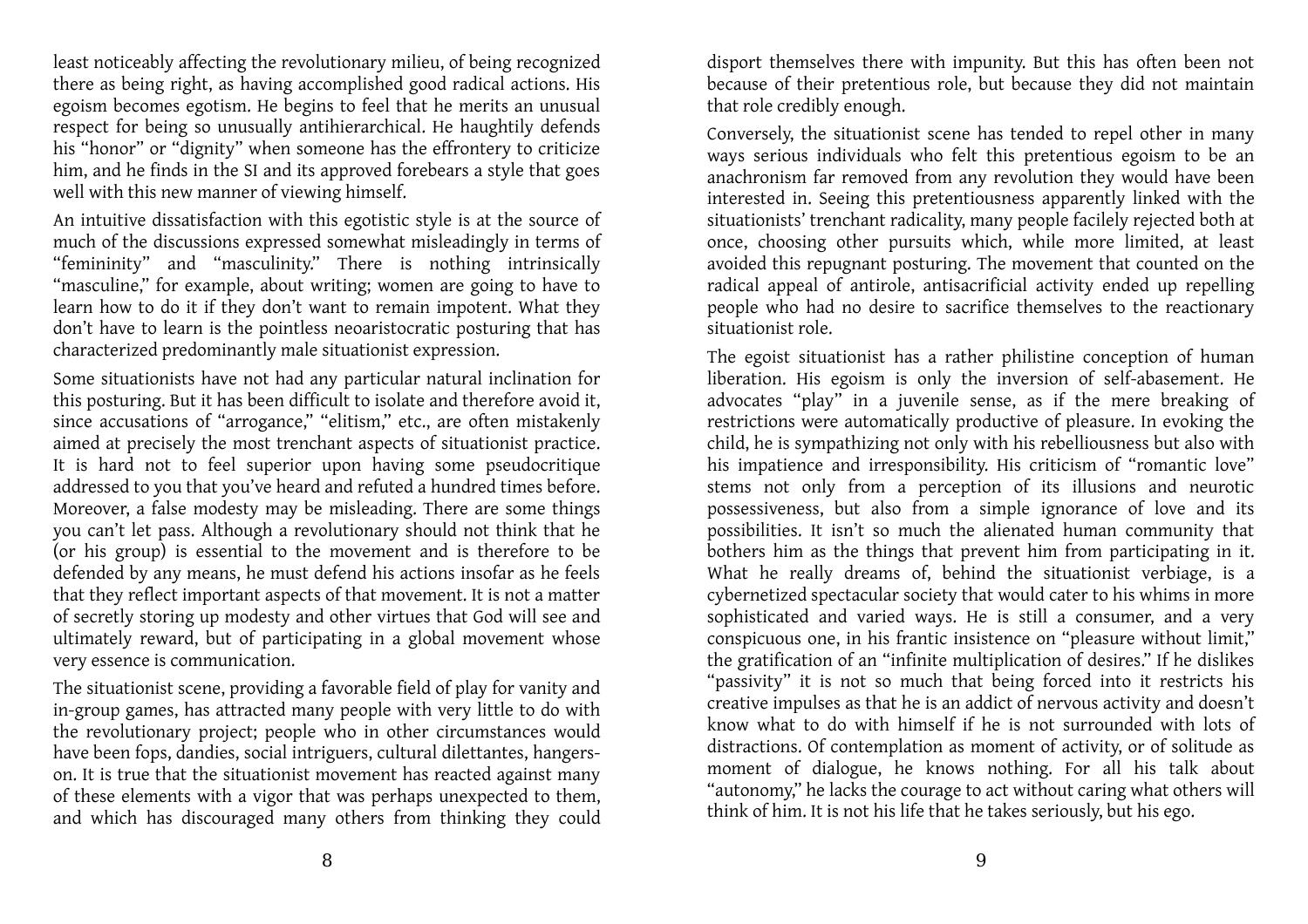least noticeably affecting the revolutionary milieu, of being recognized there as being right, as having accomplished good radical actions. His egoism becomes egotism. He begins to feel that he merits an unusual respect for being so unusually antihierarchical. He haughtily defends his "honor" or "dignity" when someone has the effrontery to criticize him, and he finds in the SI and its approved forebears a style that goes well with this new manner of viewing himself.

An intuitive dissatisfaction with this egotistic style is at the source of much of the discussions expressed somewhat misleadingly in terms of "femininity" and "masculinity." There is nothing intrinsically "masculine," for example, about writing; women are going to have to learn how to do it if they don't want to remain impotent. What they don't have to learn is the pointless neoaristocratic posturing that has characterized predominantly male situationist expression.

Some situationists have not had any particular natural inclination for this posturing. But it has been difficult to isolate and therefore avoid it, since accusations of "arrogance," "elitism," etc., are often mistakenly aimed at precisely the most trenchant aspects of situationist practice. It is hard not to feel superior upon having some pseudocritique addressed to you that you've heard and refuted a hundred times before. Moreover, a false modesty may be misleading. There are some things you can't let pass. Although a revolutionary should not think that he (or his group) is essential to the movement and is therefore to be defended by any means, he must defend his actions insofar as he feels that they reflect important aspects of that movement. It is not a matter of secretly storing up modesty and other virtues that God will see and ultimately reward, but of participating in a global movement whose very essence is communication.

The situationist scene, providing a favorable field of play for vanity and in-group games, has attracted many people with very little to do with the revolutionary project; people who in other circumstances would have been fops, dandies, social intriguers, cultural dilettantes, hangers-on. It is true that the situationist movement has reacted against many of these elements with a vigor that was perhaps unexpected to them, and which has discouraged many others from thinking they could disport themselves there with impunity. But this has often been not because of their pretentious role, but because they did not maintain that role credibly enough.

Conversely, the situationist scene has tended to repel other in many ways serious individuals who felt this pretentious egoism to be an anachronism far removed from any revolution they would have been interested in. Seeing this pretentiousness apparently linked with the situationists' trenchant radicality, many people facilely rejected both at once, choosing other pursuits which, while more limited, at least avoided this repugnant posturing. The movement that counted on the radical appeal of antirole, antisacrificial activity ended up repelling people who had no desire to sacrifice themselves to the reactionary situationist role.

The egoist situationist has a rather philistine conception of human liberation. His egoism is only the inversion of self-abasement. He advocates "play" in a juvenile sense, as if the mere breaking of restrictions were automatically productive of pleasure. In evoking the child, he is sympathizing not only with his rebelliousness but also with his impatience and irresponsibility. His criticism of "romantic love" stems not only from a perception of its illusions and neurotic possessiveness, but also from a simple ignorance of love and its possibilities. It isn't so much the alienated human community that bothers him as the things that prevent him from participating in it. What he really dreams of, behind the situationist verbiage, is a cybernetized spectacular society that would cater to his whims in more sophisticated and varied ways. He is still a consumer, and a very conspicuous one, in his frantic insistence on "pleasure without limit," the gratification of an "infinite multiplication of desires." If he dislikes "passivity" it is not so much that being forced into it restricts his creative impulses as that he is an addict of nervous activity and doesn't know what to do with himself if he is not surrounded with lots of distractions. Of contemplation as moment of activity, or of solitude as moment of dialogue, he knows nothing. For all his talk about "autonomy," he lacks the courage to act without caring what others will think of him. It is not his life that he takes seriously, but his ego.